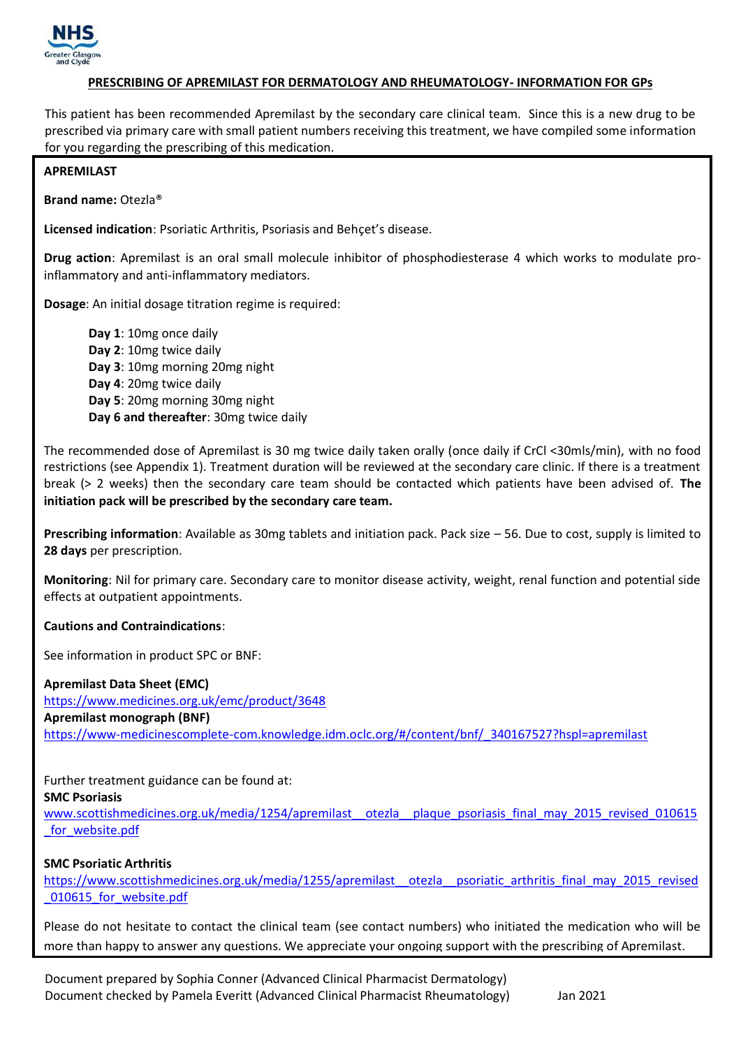**PRESCRIBING OF APREMILAST FOR DERMATOLOGY AND RHEUMATOLOGY- INFORMATION FOR GPs**

This patient has been recommended Apremilast by the secondary care clinical team. Since this is a new drug to be prescribed via primary care with small patient numbers receiving this treatment, we have compiled some information for you regarding the prescribing of this medication.

**APREMILAST**

**Brand name:** Otezla®

**Licensed indication**: Psoriatic Arthritis, Psoriasis and Behçet's disease.

**Drug action**: Apremilast is an oral small molecule inhibitor of phosphodiesterase 4 which works to modulate pro-inflammatory and anti-inflammatory mediators.

**Dosage**: An initial dosage titration regime is required:

- **Day 1**: 10mg once daily
- **Day 2**: 10mg twice daily
- **Day 3**: 10mg morning 20mg night
- **Day 4**: 20mg twice daily
- **Day 5**: 20mg morning 30mg night
- **Day 6 and thereafter**: 30mg twice daily

The recommended dose of Apremilast is 30 mg twice daily taken orally (once daily if CrCl <30mls/min), with no food restrictions (see Appendix 1). Treatment duration will be reviewed at the secondary care clinic. If there is a treatment break (> 2 weeks) then the secondary care team should be contacted which patients have been advised of. **The initiation pack will be prescribed by the secondary care team.**

**Prescribing information**: Available as 30mg tablets and initiation pack. Pack size – 56. Due to cost, supply is limited to **28 days** per prescription.

**Monitoring**: Nil for primary care. Secondary care to monitor disease activity, weight, renal function and potential side effects at outpatient appointments.

**Cautions and Contraindications**:

See information in product SPC or BNF:

**Apremilast Data Sheet (EMC)**
https://www.medicines.org.uk/emc/product/3648
**Apremilast monograph (BNF)**
https://www-medicinescomplete-com.knowledge.idm.oclc.org/#/content/bnf/_340167527?hspl=apremilast

Further treatment guidance can be found at:
**SMC Psoriasis**
www.scottishmedicines.org.uk/media/1254/apremilast__otezla__plaque_psoriasis_final_may_2015_revised_010615_for_website.pdf

**SMC Psoriatic Arthritis**
https://www.scottishmedicines.org.uk/media/1255/apremilast__otezla__psoriatic_arthritis_final_may_2015_revised_010615_for_website.pdf

Please do not hesitate to contact the clinical team (see contact numbers) who initiated the medication who will be more than happy to answer any questions. We appreciate your ongoing support with the prescribing of Apremilast.

Document prepared by Sophia Conner (Advanced Clinical Pharmacist Dermatology)
Document checked by Pamela Everitt (Advanced Clinical Pharmacist Rheumatology) Jan 2021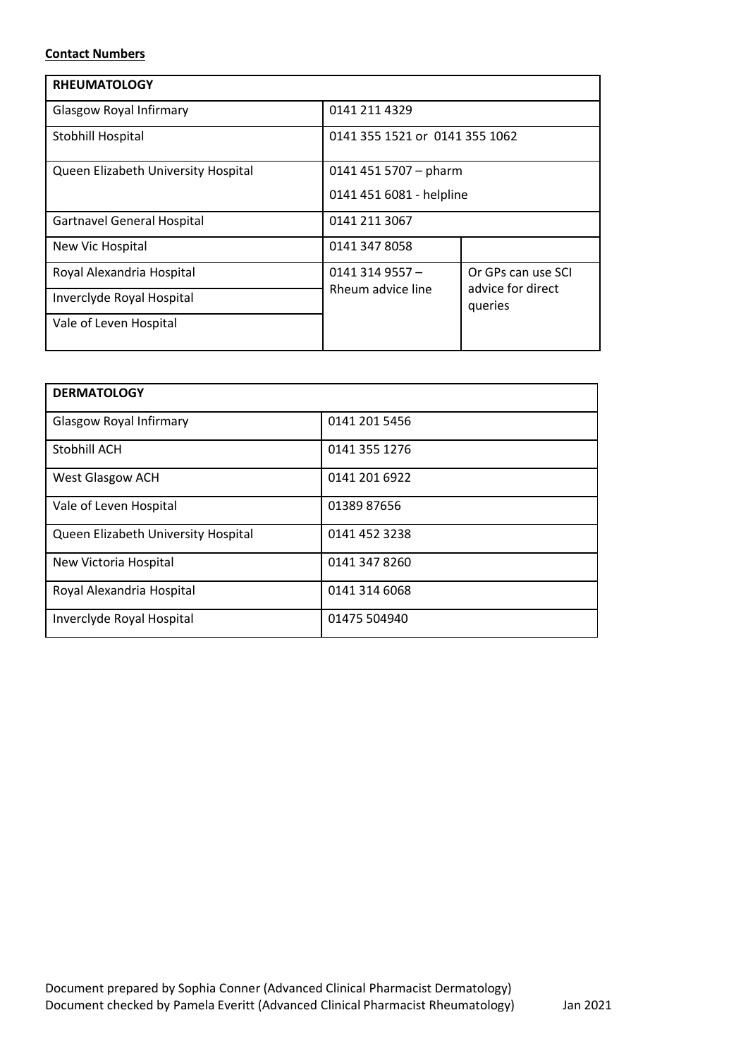**Contact Numbers**

| RHEUMATOLOGY | | |
|---|---|---|
| Glasgow Royal Infirmary | 0141 211 4329 | |
| Stobhill Hospital | 0141 355 1521 or 0141 355 1062 | |
| Queen Elizabeth University Hospital | 0141 451 5707 – pharm<br>0141 451 6081 - helpline | |
| Gartnavel General Hospital | 0141 211 3067 | |
| New Vic Hospital | 0141 347 8058 | |
| Royal Alexandria Hospital | 0141 314 9557 – Rheum advice line | Or GPs can use SCI advice for direct queries |
| Inverclyde Royal Hospital | | |
| Vale of Leven Hospital | | |

| DERMATOLOGY | |
|---|---|
| Glasgow Royal Infirmary | 0141 201 5456 |
| Stobhill ACH | 0141 355 1276 |
| West Glasgow ACH | 0141 201 6922 |
| Vale of Leven Hospital | 01389 87656 |
| Queen Elizabeth University Hospital | 0141 452 3238 |
| New Victoria Hospital | 0141 347 8260 |
| Royal Alexandria Hospital | 0141 314 6068 |
| Inverclyde Royal Hospital | 01475 504940 |

Document prepared by Sophia Conner (Advanced Clinical Pharmacist Dermatology)
Document checked by Pamela Everitt (Advanced Clinical Pharmacist Rheumatology) Jan 2021